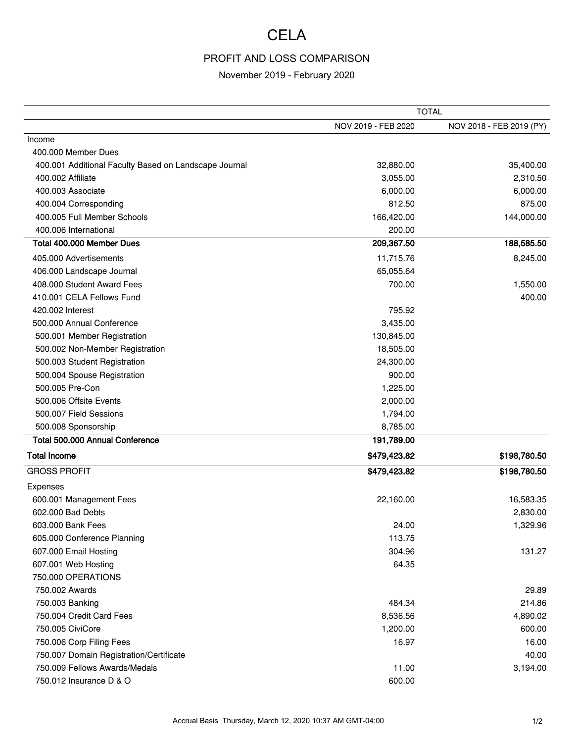# CELA

## PROFIT AND LOSS COMPARISON

November 2019 - February 2020

| | TOTAL | |
|---|---|---|
| | NOV 2019 - FEB 2020 | NOV 2018 - FEB 2019 (PY) |
| Income | | |
| 400.000 Member Dues | | |
| 400.001 Additional Faculty Based on Landscape Journal | 32,880.00 | 35,400.00 |
| 400.002 Affiliate | 3,055.00 | 2,310.50 |
| 400.003 Associate | 6,000.00 | 6,000.00 |
| 400.004 Corresponding | 812.50 | 875.00 |
| 400.005 Full Member Schools | 166,420.00 | 144,000.00 |
| 400.006 International | 200.00 | |
| **Total 400.000 Member Dues** | **209,367.50** | **188,585.50** |
| 405.000 Advertisements | 11,715.76 | 8,245.00 |
| 406.000 Landscape Journal | 65,055.64 | |
| 408.000 Student Award Fees | 700.00 | 1,550.00 |
| 410.001 CELA Fellows Fund | | 400.00 |
| 420.002 Interest | 795.92 | |
| 500.000 Annual Conference | 3,435.00 | |
| 500.001 Member Registration | 130,845.00 | |
| 500.002 Non-Member Registration | 18,505.00 | |
| 500.003 Student Registration | 24,300.00 | |
| 500.004 Spouse Registration | 900.00 | |
| 500.005 Pre-Con | 1,225.00 | |
| 500.006 Offsite Events | 2,000.00 | |
| 500.007 Field Sessions | 1,794.00 | |
| 500.008 Sponsorship | 8,785.00 | |
| **Total 500.000 Annual Conference** | **191,789.00** | |
| **Total Income** | **$479,423.82** | **$198,780.50** |
| GROSS PROFIT | **$479,423.82** | **$198,780.50** |
| Expenses | | |
| 600.001 Management Fees | 22,160.00 | 16,583.35 |
| 602.000 Bad Debts | | 2,830.00 |
| 603.000 Bank Fees | 24.00 | 1,329.96 |
| 605.000 Conference Planning | 113.75 | |
| 607.000 Email Hosting | 304.96 | 131.27 |
| 607.001 Web Hosting | 64.35 | |
| 750.000 OPERATIONS | | |
| 750.002 Awards | | 29.89 |
| 750.003 Banking | 484.34 | 214.86 |
| 750.004 Credit Card Fees | 8,536.56 | 4,890.02 |
| 750.005 CiviCore | 1,200.00 | 600.00 |
| 750.006 Corp Filing Fees | 16.97 | 16.00 |
| 750.007 Domain Registration/Certificate | | 40.00 |
| 750.009 Fellows Awards/Medals | 11.00 | 3,194.00 |
| 750.012 Insurance D & O | 600.00 | |

Accrual Basis Thursday, March 12, 2020 10:37 AM GMT-04:00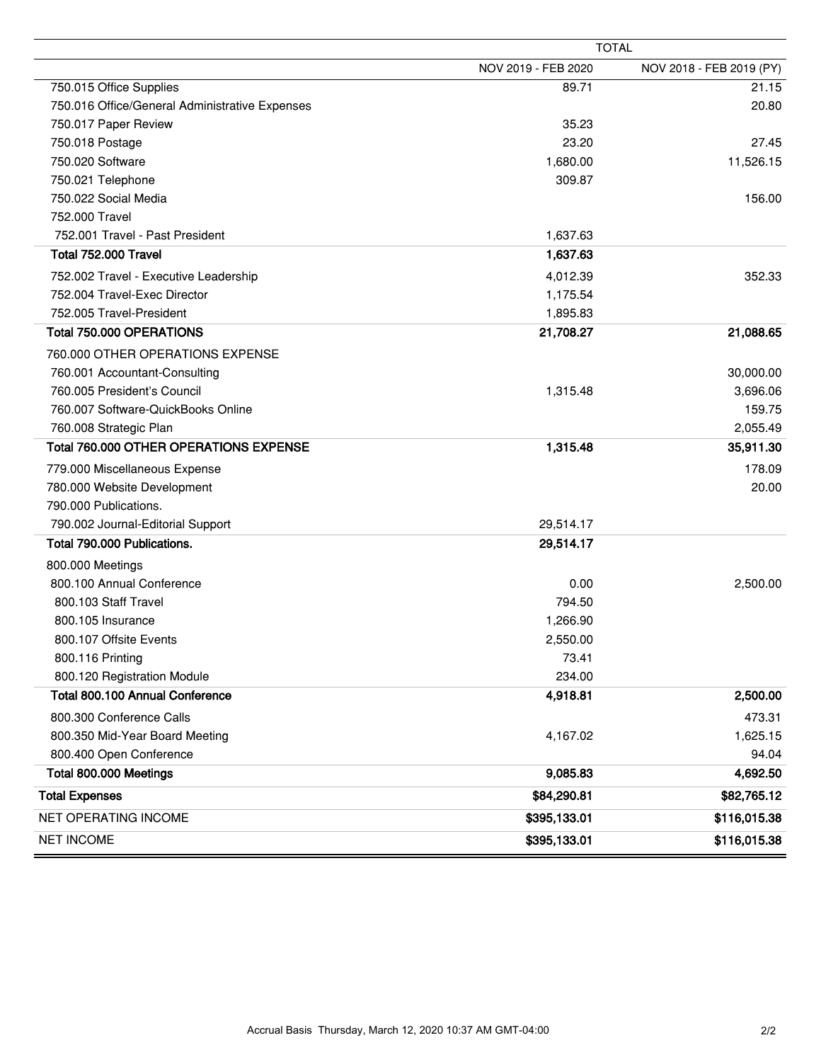| | TOTAL | |
|---|---|---|
| | NOV 2019 - FEB 2020 | NOV 2018 - FEB 2019 (PY) |
| 750.015 Office Supplies | 89.71 | 21.15 |
| 750.016 Office/General Administrative Expenses | | 20.80 |
| 750.017 Paper Review | 35.23 | |
| 750.018 Postage | 23.20 | 27.45 |
| 750.020 Software | 1,680.00 | 11,526.15 |
| 750.021 Telephone | 309.87 | |
| 750.022 Social Media | | 156.00 |
| 752.000 Travel | | |
| 752.001 Travel - Past President | 1,637.63 | |
| **Total 752.000 Travel** | **1,637.63** | |
| 752.002 Travel - Executive Leadership | 4,012.39 | 352.33 |
| 752.004 Travel-Exec Director | 1,175.54 | |
| 752.005 Travel-President | 1,895.83 | |
| **Total 750.000 OPERATIONS** | **21,708.27** | **21,088.65** |
| 760.000 OTHER OPERATIONS EXPENSE | | |
| 760.001 Accountant-Consulting | | 30,000.00 |
| 760.005 President's Council | 1,315.48 | 3,696.06 |
| 760.007 Software-QuickBooks Online | | 159.75 |
| 760.008 Strategic Plan | | 2,055.49 |
| **Total 760.000 OTHER OPERATIONS EXPENSE** | **1,315.48** | **35,911.30** |
| 779.000 Miscellaneous Expense | | 178.09 |
| 780.000 Website Development | | 20.00 |
| 790.000 Publications. | | |
| 790.002 Journal-Editorial Support | 29,514.17 | |
| **Total 790.000 Publications.** | **29,514.17** | |
| 800.000 Meetings | | |
| 800.100 Annual Conference | 0.00 | 2,500.00 |
| 800.103 Staff Travel | 794.50 | |
| 800.105 Insurance | 1,266.90 | |
| 800.107 Offsite Events | 2,550.00 | |
| 800.116 Printing | 73.41 | |
| 800.120 Registration Module | 234.00 | |
| **Total 800.100 Annual Conference** | **4,918.81** | **2,500.00** |
| 800.300 Conference Calls | | 473.31 |
| 800.350 Mid-Year Board Meeting | 4,167.02 | 1,625.15 |
| 800.400 Open Conference | | 94.04 |
| **Total 800.000 Meetings** | **9,085.83** | **4,692.50** |
| **Total Expenses** | **$84,290.81** | **$82,765.12** |
| NET OPERATING INCOME | **$395,133.01** | **$116,015.38** |
| NET INCOME | **$395,133.01** | **$116,015.38** |

Accrual Basis Thursday, March 12, 2020 10:37 AM GMT-04:00